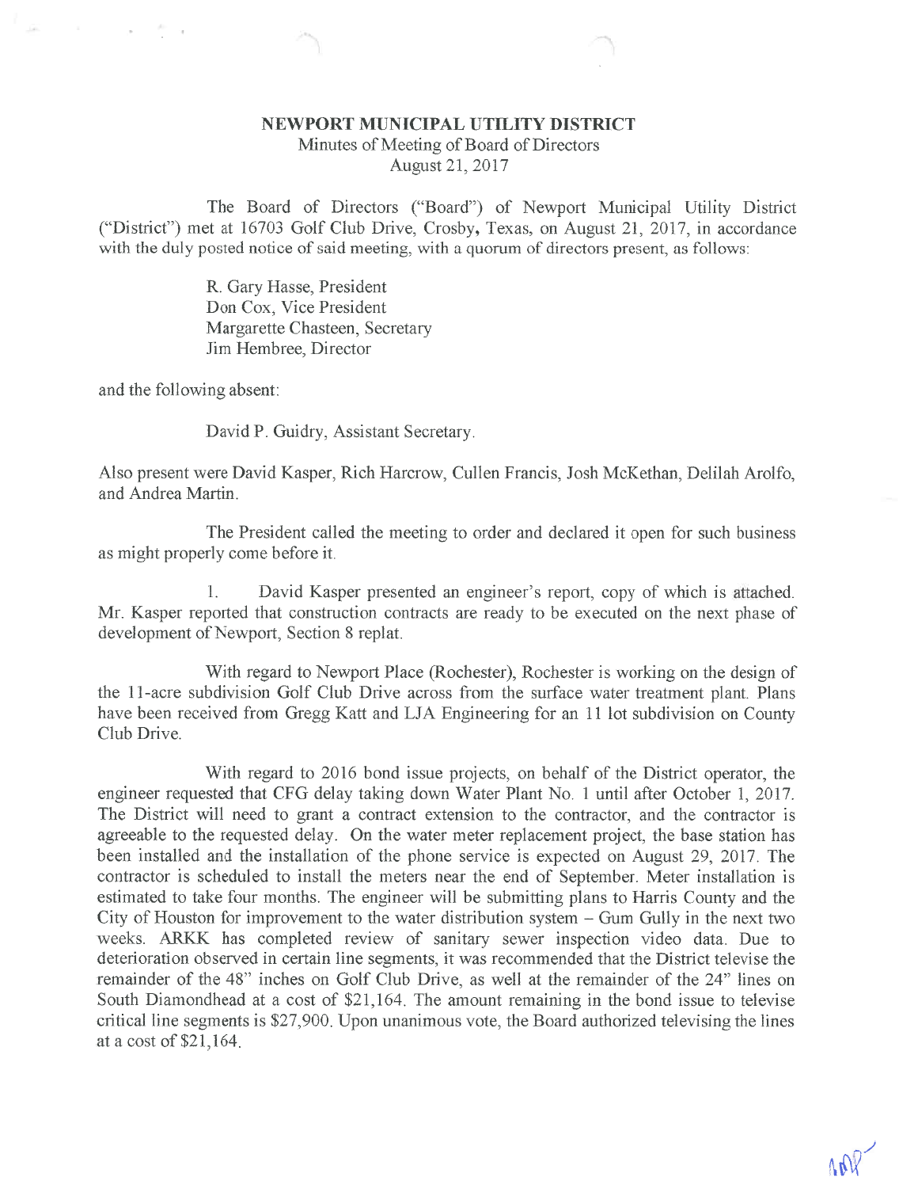**NEWPORT MUNICIPAL UTILITY DISTRICT**

Minutes of Meeting of Board of Directors
August 21, 2017

The Board of Directors ("Board") of Newport Municipal Utility District ("District") met at 16703 Golf Club Drive, Crosby, Texas, on August 21, 2017, in accordance with the duly posted notice of said meeting, with a quorum of directors present, as follows:

R. Gary Hasse, President
Don Cox, Vice President
Margarette Chasteen, Secretary
Jim Hembree, Director

and the following absent:

David P. Guidry, Assistant Secretary.

Also present were David Kasper, Rich Harcrow, Cullen Francis, Josh McKethan, Delilah Arolfo, and Andrea Martin.

The President called the meeting to order and declared it open for such business as might properly come before it.

1. David Kasper presented an engineer's report, copy of which is attached. Mr. Kasper reported that construction contracts are ready to be executed on the next phase of development of Newport, Section 8 replat.

With regard to Newport Place (Rochester), Rochester is working on the design of the 11-acre subdivision Golf Club Drive across from the surface water treatment plant. Plans have been received from Gregg Katt and LJA Engineering for an 11 lot subdivision on County Club Drive.

With regard to 2016 bond issue projects, on behalf of the District operator, the engineer requested that CFG delay taking down Water Plant No. 1 until after October 1, 2017. The District will need to grant a contract extension to the contractor, and the contractor is agreeable to the requested delay. On the water meter replacement project, the base station has been installed and the installation of the phone service is expected on August 29, 2017. The contractor is scheduled to install the meters near the end of September. Meter installation is estimated to take four months. The engineer will be submitting plans to Harris County and the City of Houston for improvement to the water distribution system – Gum Gully in the next two weeks. ARKK has completed review of sanitary sewer inspection video data. Due to deterioration observed in certain line segments, it was recommended that the District televise the remainder of the 48" inches on Golf Club Drive, as well at the remainder of the 24" lines on South Diamondhead at a cost of $21,164. The amount remaining in the bond issue to televise critical line segments is $27,900. Upon unanimous vote, the Board authorized televising the lines at a cost of $21,164.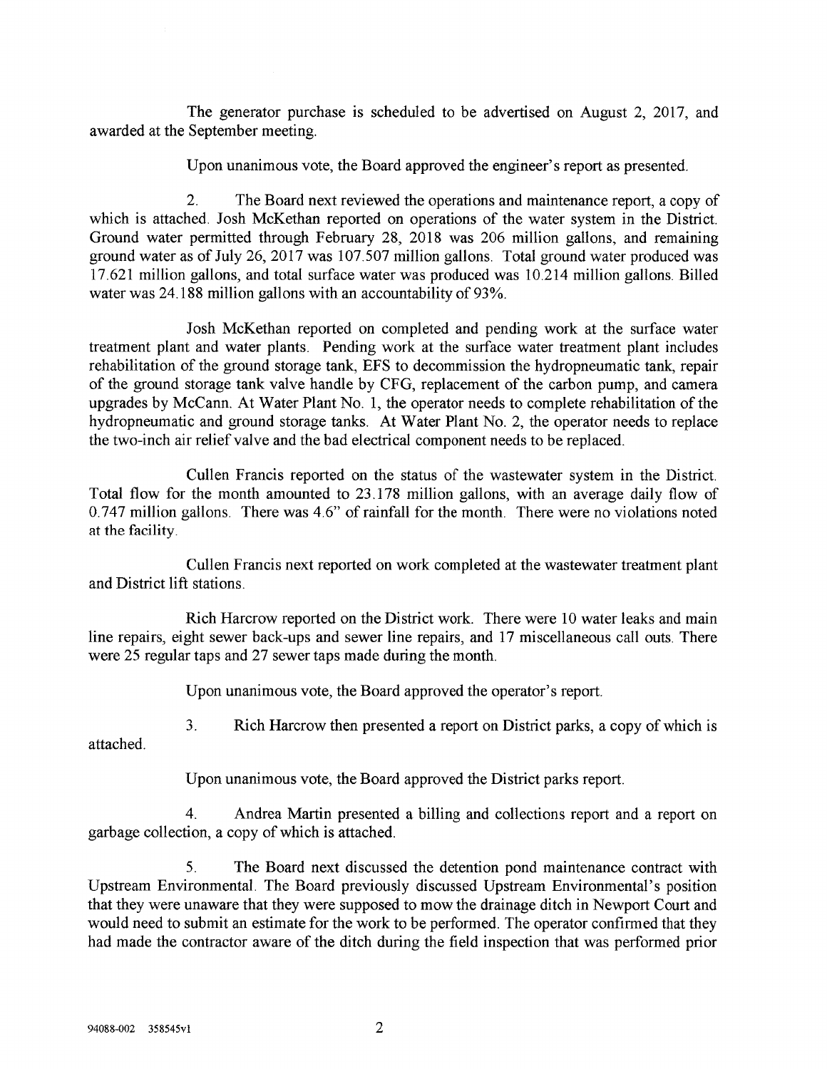The generator purchase is scheduled to be advertised on August 2, 2017, and awarded at the September meeting.

Upon unanimous vote, the Board approved the engineer's report as presented.

2. The Board next reviewed the operations and maintenance report, a copy of which is attached. Josh McKethan reported on operations of the water system in the District. Ground water permitted through February 28, 2018 was 206 million gallons, and remaining ground water as of July 26, 2017 was 107.507 million gallons. Total ground water produced was 17.621 million gallons, and total surface water was produced was 10.214 million gallons. Billed water was 24.188 million gallons with an accountability of 93%.

Josh McKethan reported on completed and pending work at the surface water treatment plant and water plants. Pending work at the surface water treatment plant includes rehabilitation of the ground storage tank, EFS to decommission the hydropneumatic tank, repair of the ground storage tank valve handle by CFG, replacement of the carbon pump, and camera upgrades by McCann. At Water Plant No. 1, the operator needs to complete rehabilitation of the hydropneumatic and ground storage tanks. At Water Plant No. 2, the operator needs to replace the two-inch air relief valve and the bad electrical component needs to be replaced.

Cullen Francis reported on the status of the wastewater system in the District. Total flow for the month amounted to 23.178 million gallons, with an average daily flow of 0.747 million gallons. There was 4.6" of rainfall for the month. There were no violations noted at the facility.

Cullen Francis next reported on work completed at the wastewater treatment plant and District lift stations.

Rich Harcrow reported on the District work. There were 10 water leaks and main line repairs, eight sewer back-ups and sewer line repairs, and 17 miscellaneous call outs. There were 25 regular taps and 27 sewer taps made during the month.

Upon unanimous vote, the Board approved the operator's report.

3. Rich Harcrow then presented a report on District parks, a copy of which is attached.

Upon unanimous vote, the Board approved the District parks report.

4. Andrea Martin presented a billing and collections report and a report on garbage collection, a copy of which is attached.

5. The Board next discussed the detention pond maintenance contract with Upstream Environmental. The Board previously discussed Upstream Environmental's position that they were unaware that they were supposed to mow the drainage ditch in Newport Court and would need to submit an estimate for the work to be performed. The operator confirmed that they had made the contractor aware of the ditch during the field inspection that was performed prior

94088-002 358545v1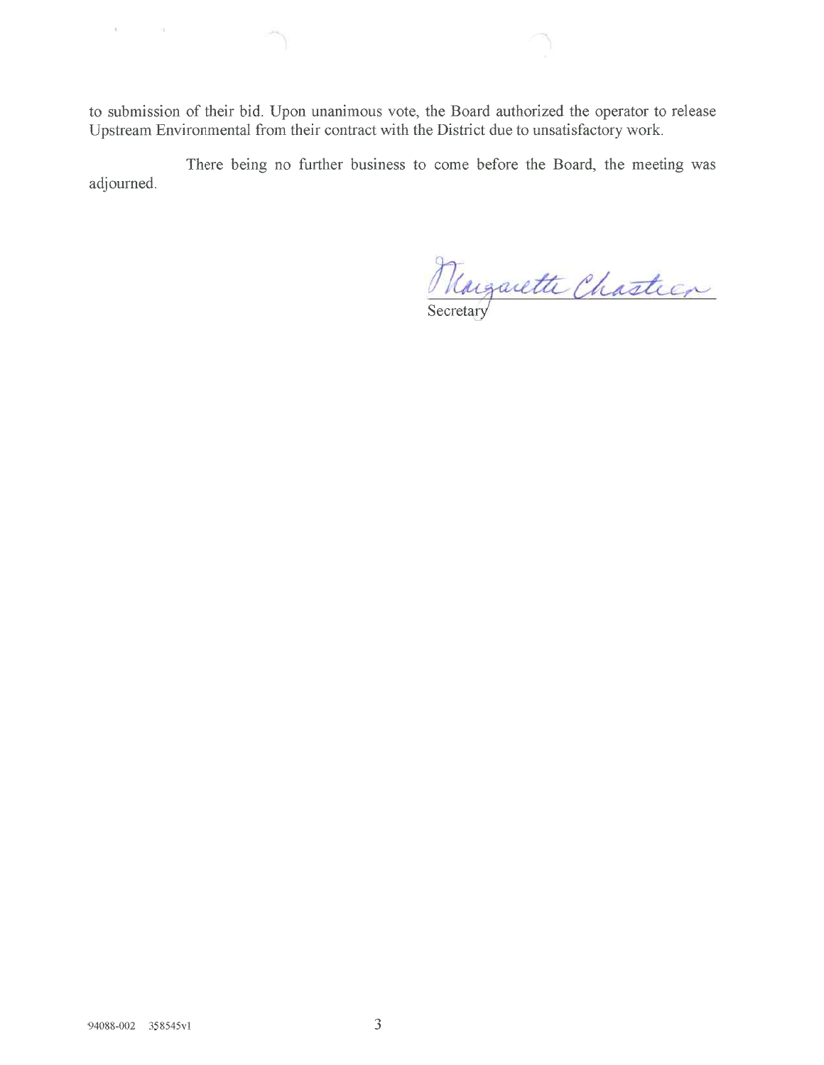to submission of their bid. Upon unanimous vote, the Board authorized the operator to release Upstream Environmental from their contract with the District due to unsatisfactory work.

There being no further business to come before the Board, the meeting was adjourned.

Margarette Chastien

Secretary

94088-002 358545v1